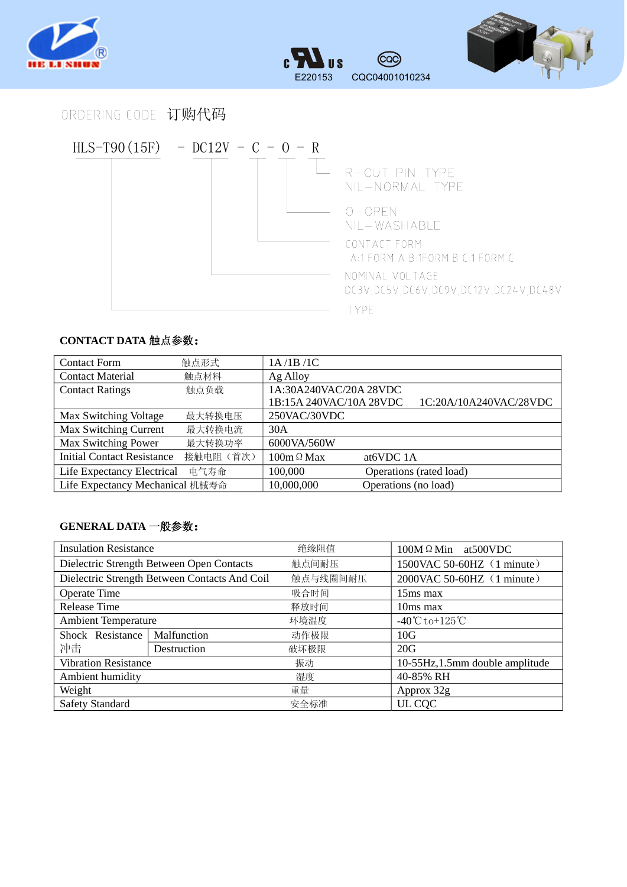HE LI SHUN

E220153 CQC04001010234

## ORDERING CODE 订购代码

```
HLS-T90(15F) - DC12V - C - O - R
```

- R–CUT PIN TYPE
  NIL–NORMAL TYPE
- O–OPEN
  NIL–WASHABLE
- CONTACT FORM
  A:1 FORM A B:1FORM B C:1 FORM C
- NOMINAL VOLTAGE
  DC3V,DC5V,DC6V,DC9V,DC12V,DC24V,DC48V
- TYPE

### CONTACT DATA 触点参数:

| Contact Form | 触点形式 | 1A /1B /1C |
|---|---|---|
| Contact Material | 触点材料 | Ag Alloy |
| Contact Ratings | 触点负载 | 1A:30A240VAC/20A 28VDC<br>1B:15A 240VAC/10A 28VDC 1C:20A/10A240VAC/28VDC |
| Max Switching Voltage | 最大转换电压 | 250VAC/30VDC |
| Max Switching Current | 最大转换电流 | 30A |
| Max Switching Power | 最大转换功率 | 6000VA/560W |
| Initial Contact Resistance | 接触电阻（首次） | 100mΩ Max at6VDC 1A |
| Life Expectancy Electrical | 电气寿命 | 100,000 Operations (rated load) |
| Life Expectancy Mechanical | 机械寿命 | 10,000,000 Operations (no load) |

### GENERAL DATA 一般参数:

| Insulation Resistance | | 绝缘阻值 | 100MΩ Min at500VDC |
|---|---|---|---|
| Dielectric Strength Between Open Contacts | | 触点间耐压 | 1500VAC 50-60HZ（1 minute） |
| Dielectric Strength Between Contacts And Coil | | 触点与线圈间耐压 | 2000VAC 50-60HZ（1 minute） |
| Operate Time | | 吸合时间 | 15ms max |
| Release Time | | 释放时间 | 10ms max |
| Ambient Temperature | | 环境温度 | -40℃ to+125℃ |
| Shock Resistance 冲击 | Malfunction | 动作极限 | 10G |
| | Destruction | 破坏极限 | 20G |
| Vibration Resistance | | 振动 | 10-55Hz,1.5mm double amplitude |
| Ambient humidity | | 湿度 | 40-85% RH |
| Weight | | 重量 | Approx 32g |
| Safety Standard | | 安全标准 | UL CQC |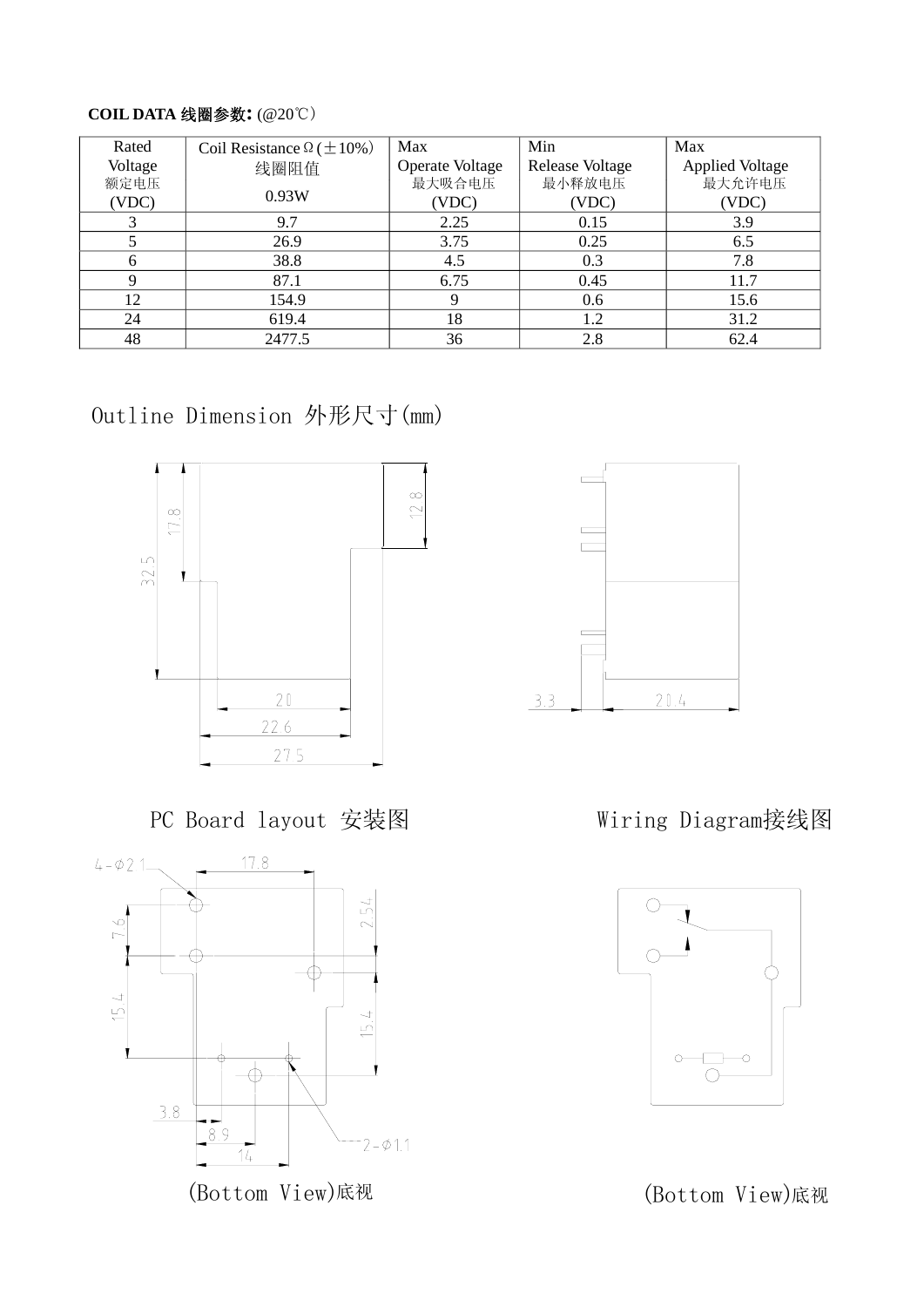**COIL DATA 线圈参数:** (@20℃)

| Rated Voltage 额定电压 (VDC) | Coil Resistance Ω (±10%) 线圈阻值 0.93W | Max Operate Voltage 最大吸合电压 (VDC) | Min Release Voltage 最小释放电压 (VDC) | Max Applied Voltage 最大允许电压 (VDC) |
|---|---|---|---|---|
| 3 | 9.7 | 2.25 | 0.15 | 3.9 |
| 5 | 26.9 | 3.75 | 0.25 | 6.5 |
| 6 | 38.8 | 4.5 | 0.3 | 7.8 |
| 9 | 87.1 | 6.75 | 0.45 | 11.7 |
| 12 | 154.9 | 9 | 0.6 | 15.6 |
| 24 | 619.4 | 18 | 1.2 | 31.2 |
| 48 | 2477.5 | 36 | 2.8 | 62.4 |

## Outline Dimension 外形尺寸(mm)

32.5
17.8
12.8
20
22.6
27.5
3.3
20.4

## PC Board layout 安装图

4-Φ2.1
17.8
7.6
2.54
15.4
15.4
3.8
8.9
14
2-Φ1.1

(Bottom View)底视

## Wiring Diagram接线图

(Bottom View)底视